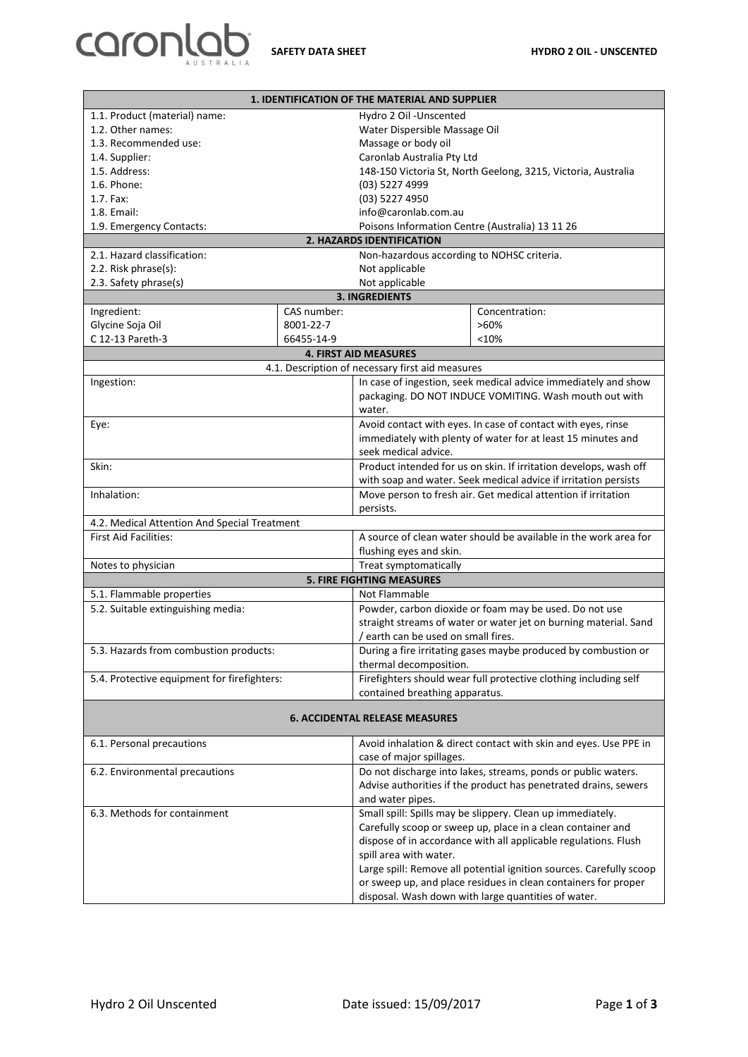| 1. IDENTIFICATION OF THE MATERIAL AND SUPPLIER | |
|---|---|
| 1.1. Product (material) name: | Hydro 2 Oil -Unscented |
| 1.2. Other names: | Water Dispersible Massage Oil |
| 1.3. Recommended use: | Massage or body oil |
| 1.4. Supplier: | Caronlab Australia Pty Ltd |
| 1.5. Address: | 148-150 Victoria St, North Geelong, 3215, Victoria, Australia |
| 1.6. Phone: | (03) 5227 4999 |
| 1.7. Fax: | (03) 5227 4950 |
| 1.8. Email: | info@caronlab.com.au |
| 1.9. Emergency Contacts: | Poisons Information Centre (Australia) 13 11 26 |

| 2. HAZARDS IDENTIFICATION | |
|---|---|
| 2.1. Hazard classification: | Non-hazardous according to NOHSC criteria. |
| 2.2. Risk phrase(s): | Not applicable |
| 2.3. Safety phrase(s) | Not applicable |

| 3. INGREDIENTS | | |
|---|---|---|
| Ingredient: | CAS number: | Concentration: |
| Glycine Soja Oil | 8001-22-7 | >60% |
| C 12-13 Pareth-3 | 66455-14-9 | <10% |

| 4. FIRST AID MEASURES | |
|---|---|
| 4.1. Description of necessary first aid measures | |
| Ingestion: | In case of ingestion, seek medical advice immediately and show packaging. DO NOT INDUCE VOMITING. Wash mouth out with water. |
| Eye: | Avoid contact with eyes. In case of contact with eyes, rinse immediately with plenty of water for at least 15 minutes and seek medical advice. |
| Skin: | Product intended for us on skin. If irritation develops, wash off with soap and water. Seek medical advice if irritation persists |
| Inhalation: | Move person to fresh air. Get medical attention if irritation persists. |
| 4.2. Medical Attention And Special Treatment | |
| First Aid Facilities: | A source of clean water should be available in the work area for flushing eyes and skin. |
| Notes to physician | Treat symptomatically |

| 5. FIRE FIGHTING MEASURES | |
|---|---|
| 5.1. Flammable properties | Not Flammable |
| 5.2. Suitable extinguishing media: | Powder, carbon dioxide or foam may be used. Do not use straight streams of water or water jet on burning material. Sand / earth can be used on small fires. |
| 5.3. Hazards from combustion products: | During a fire irritating gases maybe produced by combustion or thermal decomposition. |
| 5.4. Protective equipment for firefighters: | Firefighters should wear full protective clothing including self contained breathing apparatus. |

| 6. ACCIDENTAL RELEASE MEASURES | |
|---|---|
| 6.1. Personal precautions | Avoid inhalation & direct contact with skin and eyes. Use PPE in case of major spillages. |
| 6.2. Environmental precautions | Do not discharge into lakes, streams, ponds or public waters. Advise authorities if the product has penetrated drains, sewers and water pipes. |
| 6.3. Methods for containment | Small spill: Spills may be slippery. Clean up immediately. Carefully scoop or sweep up, place in a clean container and dispose of in accordance with all applicable regulations. Flush spill area with water.<br>Large spill: Remove all potential ignition sources. Carefully scoop or sweep up, and place residues in clean containers for proper disposal. Wash down with large quantities of water. |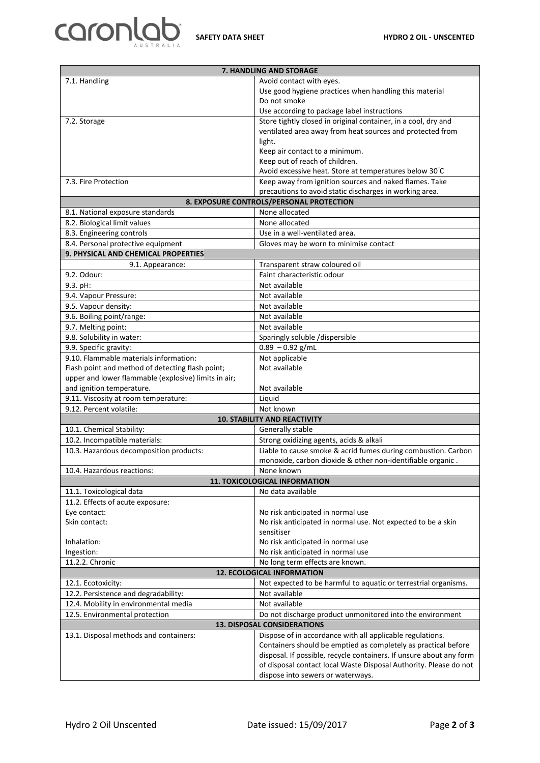| 7. HANDLING AND STORAGE | |
|---|---|
| 7.1. Handling | Avoid contact with eyes.<br>Use good hygiene practices when handling this material<br>Do not smoke<br>Use according to package label instructions |
| 7.2. Storage | Store tightly closed in original container, in a cool, dry and ventilated area away from heat sources and protected from light.<br>Keep air contact to a minimum.<br>Keep out of reach of children.<br>Avoid excessive heat. Store at temperatures below 30°C |
| 7.3. Fire Protection | Keep away from ignition sources and naked flames. Take precautions to avoid static discharges in working area. |
| **8. EXPOSURE CONTROLS/PERSONAL PROTECTION** | |
| 8.1. National exposure standards | None allocated |
| 8.2. Biological limit values | None allocated |
| 8.3. Engineering controls | Use in a well-ventilated area. |
| 8.4. Personal protective equipment | Gloves may be worn to minimise contact |
| **9. PHYSICAL AND CHEMICAL PROPERTIES** | |
| 9.1. Appearance: | Transparent straw coloured oil |
| 9.2. Odour: | Faint characteristic odour |
| 9.3. pH: | Not available |
| 9.4. Vapour Pressure: | Not available |
| 9.5. Vapour density: | Not available |
| 9.6. Boiling point/range: | Not available |
| 9.7. Melting point: | Not available |
| 9.8. Solubility in water: | Sparingly soluble /dispersible |
| 9.9. Specific gravity: | 0.89 – 0.92 g/mL |
| 9.10. Flammable materials information:<br>Flash point and method of detecting flash point;<br>upper and lower flammable (explosive) limits in air;<br>and ignition temperature. | Not applicable<br>Not available<br><br>Not available |
| 9.11. Viscosity at room temperature: | Liquid |
| 9.12. Percent volatile: | Not known |
| **10. STABILITY AND REACTIVITY** | |
| 10.1. Chemical Stability: | Generally stable |
| 10.2. Incompatible materials: | Strong oxidizing agents, acids & alkali |
| 10.3. Hazardous decomposition products: | Liable to cause smoke & acrid fumes during combustion. Carbon monoxide, carbon dioxide & other non-identifiable organic . |
| 10.4. Hazardous reactions: | None known |
| **11. TOXICOLOGICAL INFORMATION** | |
| 11.1. Toxicological data | No data available |
| 11.2. Effects of acute exposure: | |
| Eye contact: | No risk anticipated in normal use |
| Skin contact: | No risk anticipated in normal use. Not expected to be a skin sensitiser |
| Inhalation: | No risk anticipated in normal use |
| Ingestion: | No risk anticipated in normal use |
| 11.2.2. Chronic | No long term effects are known. |
| **12. ECOLOGICAL INFORMATION** | |
| 12.1. Ecotoxicity: | Not expected to be harmful to aquatic or terrestrial organisms. |
| 12.2. Persistence and degradability: | Not available |
| 12.4. Mobility in environmental media | Not available |
| 12.5. Environmental protection | Do not discharge product unmonitored into the environment |
| **13. DISPOSAL CONSIDERATIONS** | |
| 13.1. Disposal methods and containers: | Dispose of in accordance with all applicable regulations. Containers should be emptied as completely as practical before disposal. If possible, recycle containers. If unsure about any form of disposal contact local Waste Disposal Authority. Please do not dispose into sewers or waterways. |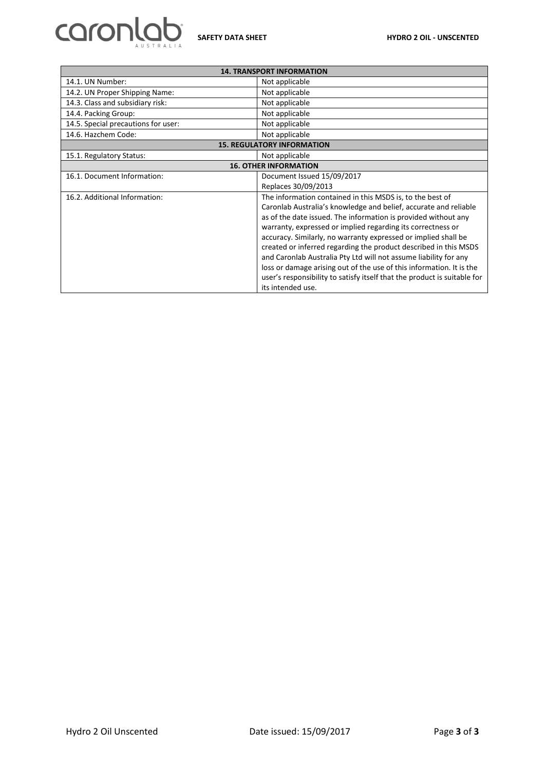| 14. TRANSPORT INFORMATION | |
|---|---|
| 14.1. UN Number: | Not applicable |
| 14.2. UN Proper Shipping Name: | Not applicable |
| 14.3. Class and subsidiary risk: | Not applicable |
| 14.4. Packing Group: | Not applicable |
| 14.5. Special precautions for user: | Not applicable |
| 14.6. Hazchem Code: | Not applicable |
| **15. REGULATORY INFORMATION** | |
| 15.1. Regulatory Status: | Not applicable |
| **16. OTHER INFORMATION** | |
| 16.1. Document Information: | Document Issued 15/09/2017<br>Replaces 30/09/2013 |
| 16.2. Additional Information: | The information contained in this MSDS is, to the best of Caronlab Australia's knowledge and belief, accurate and reliable as of the date issued. The information is provided without any warranty, expressed or implied regarding its correctness or accuracy. Similarly, no warranty expressed or implied shall be created or inferred regarding the product described in this MSDS and Caronlab Australia Pty Ltd will not assume liability for any loss or damage arising out of the use of this information. It is the user's responsibility to satisfy itself that the product is suitable for its intended use. |